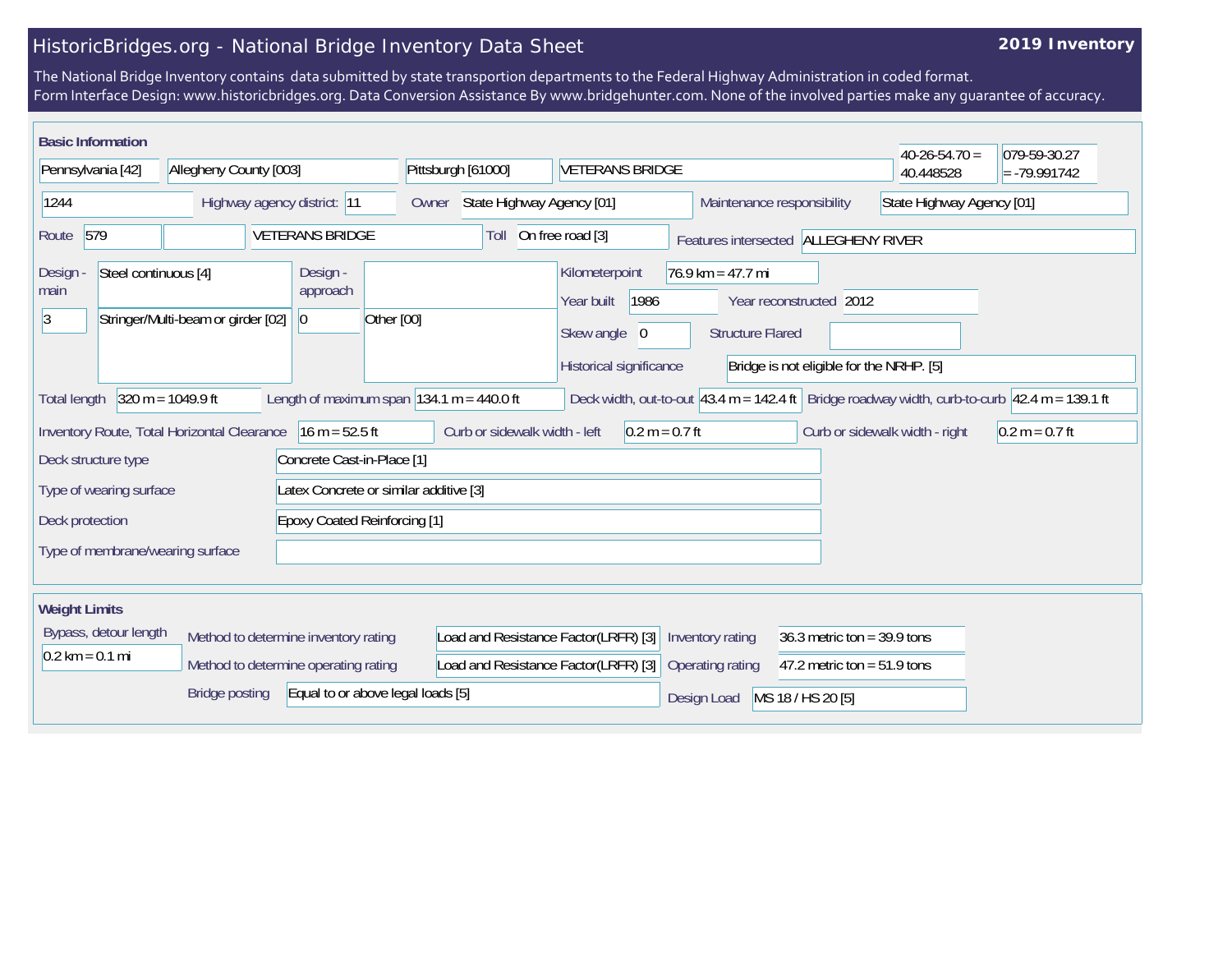# HistoricBridges.org - National Bridge Inventory Data Sheet

**2019 Inventory**

The National Bridge Inventory contains data submitted by state transportion departments to the Federal Highway Administration in coded format.
Form Interface Design: www.historicbridges.org. Data Conversion Assistance By www.bridgehunter.com. None of the involved parties make any guarantee of accuracy.

## Basic Information

| Field | Value |
| --- | --- |
| State | Pennsylvania [42] |
| County | Allegheny County [003] |
| Place | Pittsburgh [61000] |
| Name | VETERANS BRIDGE |
| Latitude | 40-26-54.70 = 40.448528 |
| Longitude | 079-59-30.27 = -79.991742 |
| Structure number | 1244 |
| Highway agency district | 11 |
| Owner | State Highway Agency [01] |
| Maintenance responsibility | State Highway Agency [01] |
| Route | 579 |
| Facility carried | VETERANS BRIDGE |
| Toll | On free road [3] |
| Features intersected | ALLEGHENY RIVER |
| Design - main | Steel continuous [4] |
| | 3 — Stringer/Multi-beam or girder [02] |
| Design - approach | |
| | 0 — Other [00] |
| Kilometerpoint | 76.9 km = 47.7 mi |
| Year built | 1986 |
| Year reconstructed | 2012 |
| Skew angle | 0 |
| Structure Flared | |
| Historical significance | Bridge is not eligible for the NRHP. [5] |
| Total length | 320 m = 1049.9 ft |
| Length of maximum span | 134.1 m = 440.0 ft |
| Deck width, out-to-out | 43.4 m = 142.4 ft |
| Bridge roadway width, curb-to-curb | 42.4 m = 139.1 ft |
| Inventory Route, Total Horizontal Clearance | 16 m = 52.5 ft |
| Curb or sidewalk width - left | 0.2 m = 0.7 ft |
| Curb or sidewalk width - right | 0.2 m = 0.7 ft |
| Deck structure type | Concrete Cast-in-Place [1] |
| Type of wearing surface | Latex Concrete or similar additive [3] |
| Deck protection | Epoxy Coated Reinforcing [1] |
| Type of membrane/wearing surface | |

## Weight Limits

| Field | Value |
| --- | --- |
| Bypass, detour length | 0.2 km = 0.1 mi |
| Method to determine inventory rating | Load and Resistance Factor(LRFR) [3] |
| Method to determine operating rating | Load and Resistance Factor(LRFR) [3] |
| Inventory rating | 36.3 metric ton = 39.9 tons |
| Operating rating | 47.2 metric ton = 51.9 tons |
| Bridge posting | Equal to or above legal loads [5] |
| Design Load | MS 18 / HS 20 [5] |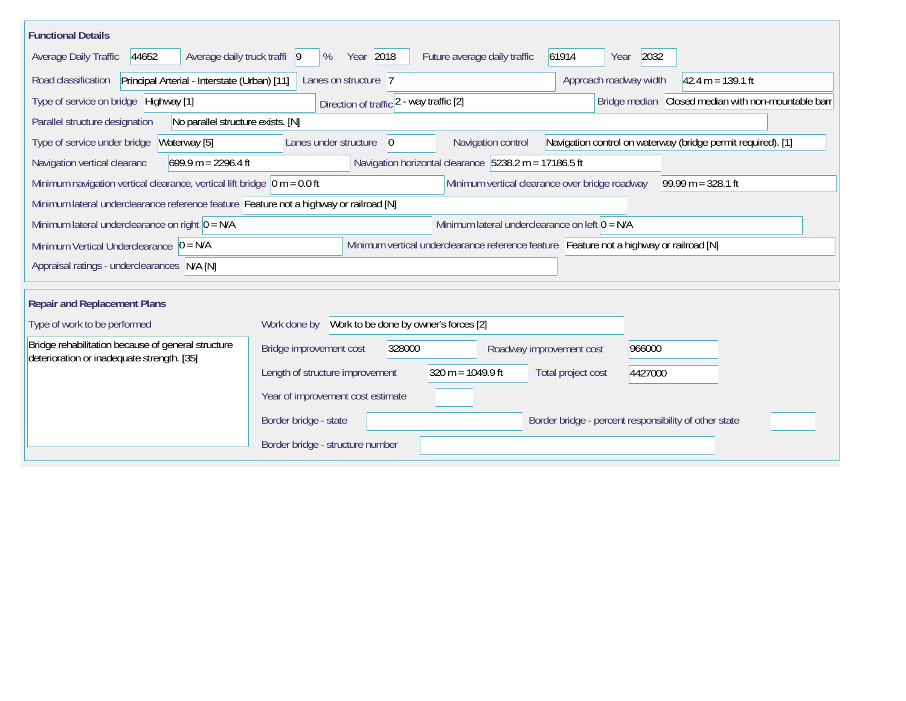## Functional Details

Average Daily Traffic: 44652

Average daily truck traffi: 9 %

Year: 2018

Future average daily traffic: 61914

Year: 2032

Road classification: Principal Arterial - Interstate (Urban) [11]

Lanes on structure: 7

Approach roadway width: 42.4 m = 139.1 ft

Type of service on bridge: Highway [1]

Direction of traffic: 2 - way traffic [2]

Bridge median: Closed median with non-mountable barr

Parallel structure designation: No parallel structure exists. [N]

Type of service under bridge: Waterway [5]

Lanes under structure: 0

Navigation control: Navigation control on waterway (bridge permit required). [1]

Navigation vertical clearanc: 699.9 m = 2296.4 ft

Navigation horizontal clearance: 5238.2 m = 17186.5 ft

Minimum navigation vertical clearance, vertical lift bridge: 0 m = 0.0 ft

Minimum vertical clearance over bridge roadway: 99.99 m = 328.1 ft

Minimum lateral underclearance reference feature: Feature not a highway or railroad [N]

Minimum lateral underclearance on right: 0 = N/A

Minimum lateral underclearance on left: 0 = N/A

Minimum Vertical Underclearance: 0 = N/A

Minimum vertical underclearance reference feature: Feature not a highway or railroad [N]

Appraisal ratings - underclearances: N/A [N]

## Repair and Replacement Plans

Type of work to be performed: Bridge rehabilitation because of general structure deterioration or inadequate strength. [35]

Work done by: Work to be done by owner's forces [2]

Bridge improvement cost: 328000

Roadway improvement cost: 966000

Length of structure improvement: 320 m = 1049.9 ft

Total project cost: 4427000

Year of improvement cost estimate:

Border bridge - state:

Border bridge - percent responsibility of other state:

Border bridge - structure number: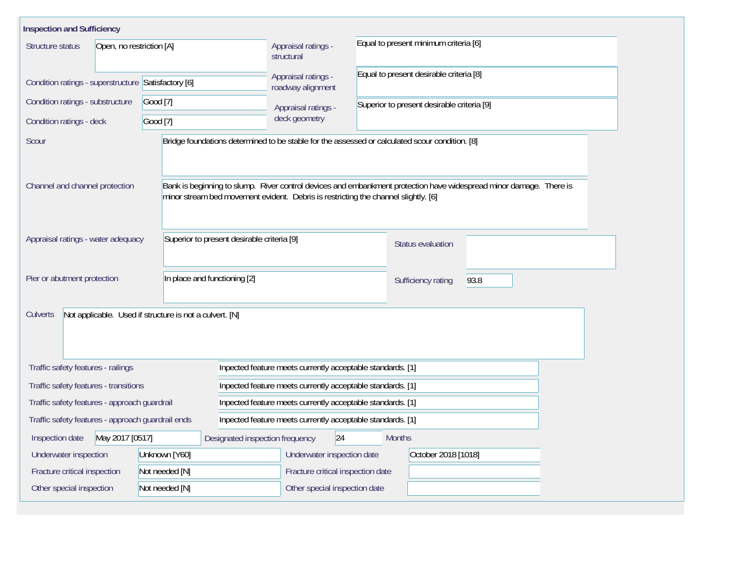## Inspection and Sufficiency

| Field | Value |
|---|---|
| Structure status | Open, no restriction [A] |
| Condition ratings - superstructure | Satisfactory [6] |
| Condition ratings - substructure | Good [7] |
| Condition ratings - deck | Good [7] |
| Appraisal ratings - structural | Equal to present minimum criteria [6] |
| Appraisal ratings - roadway alignment | Equal to present desirable criteria [8] |
| Appraisal ratings - deck geometry | Superior to present desirable criteria [9] |
| Scour | Bridge foundations determined to be stable for the assessed or calculated scour condition. [8] |
| Channel and channel protection | Bank is beginning to slump. River control devices and embankment protection have widespread minor damage. There is minor stream bed movement evident. Debris is restricting the channel slightly. [6] |
| Appraisal ratings - water adequacy | Superior to present desirable criteria [9] |
| Status evaluation | |
| Pier or abutment protection | In place and functioning [2] |
| Sufficiency rating | 93.8 |
| Culverts | Not applicable. Used if structure is not a culvert. [N] |
| Traffic safety features - railings | Inpected feature meets currently acceptable standards. [1] |
| Traffic safety features - transitions | Inpected feature meets currently acceptable standards. [1] |
| Traffic safety features - approach guardrail | Inpected feature meets currently acceptable standards. [1] |
| Traffic safety features - approach guardrail ends | Inpected feature meets currently acceptable standards. [1] |
| Inspection date | May 2017 [0517] |
| Designated inspection frequency | 24 Months |
| Underwater inspection | Unknown [Y60] |
| Underwater inspection date | October 2018 [1018] |
| Fracture critical inspection | Not needed [N] |
| Fracture critical inspection date | |
| Other special inspection | Not needed [N] |
| Other special inspection date | |